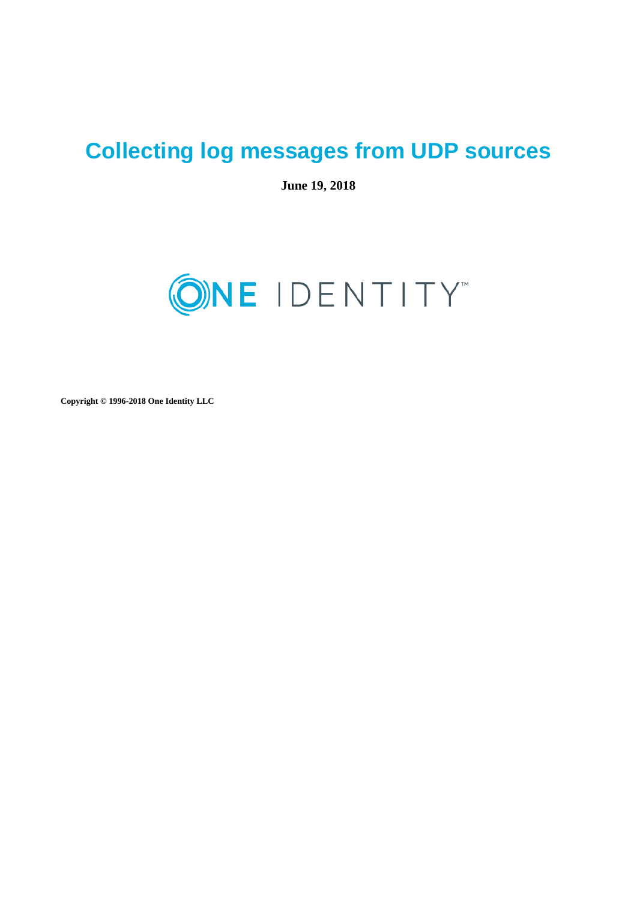# Collecting log messages from UDP sources

**June 19, 2018**

ONE IDENTITY™

**Copyright © 1996-2018 One Identity LLC**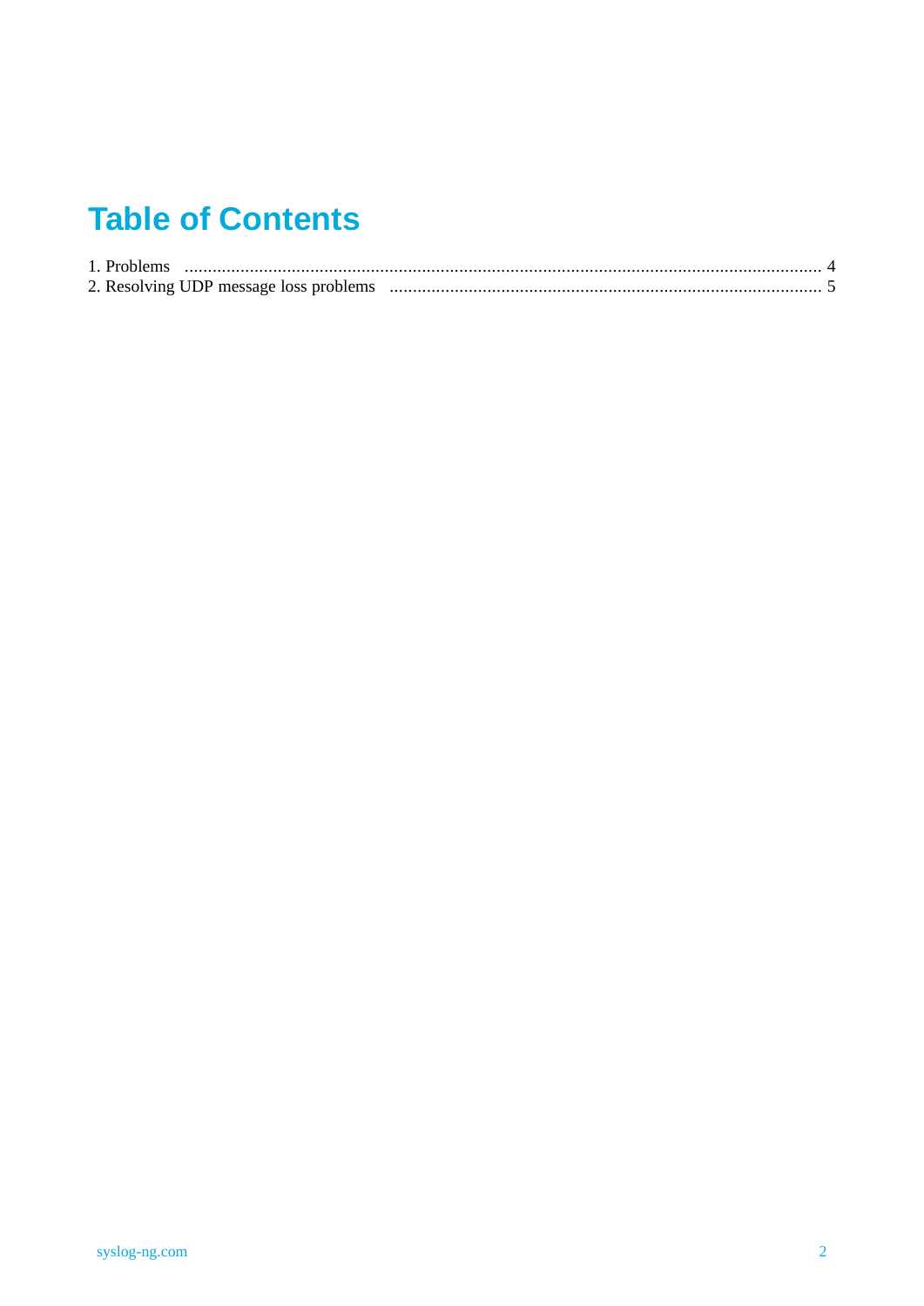# Table of Contents

1. Problems ........................................................................................................................................ 4
2. Resolving UDP message loss problems ............................................................................................ 5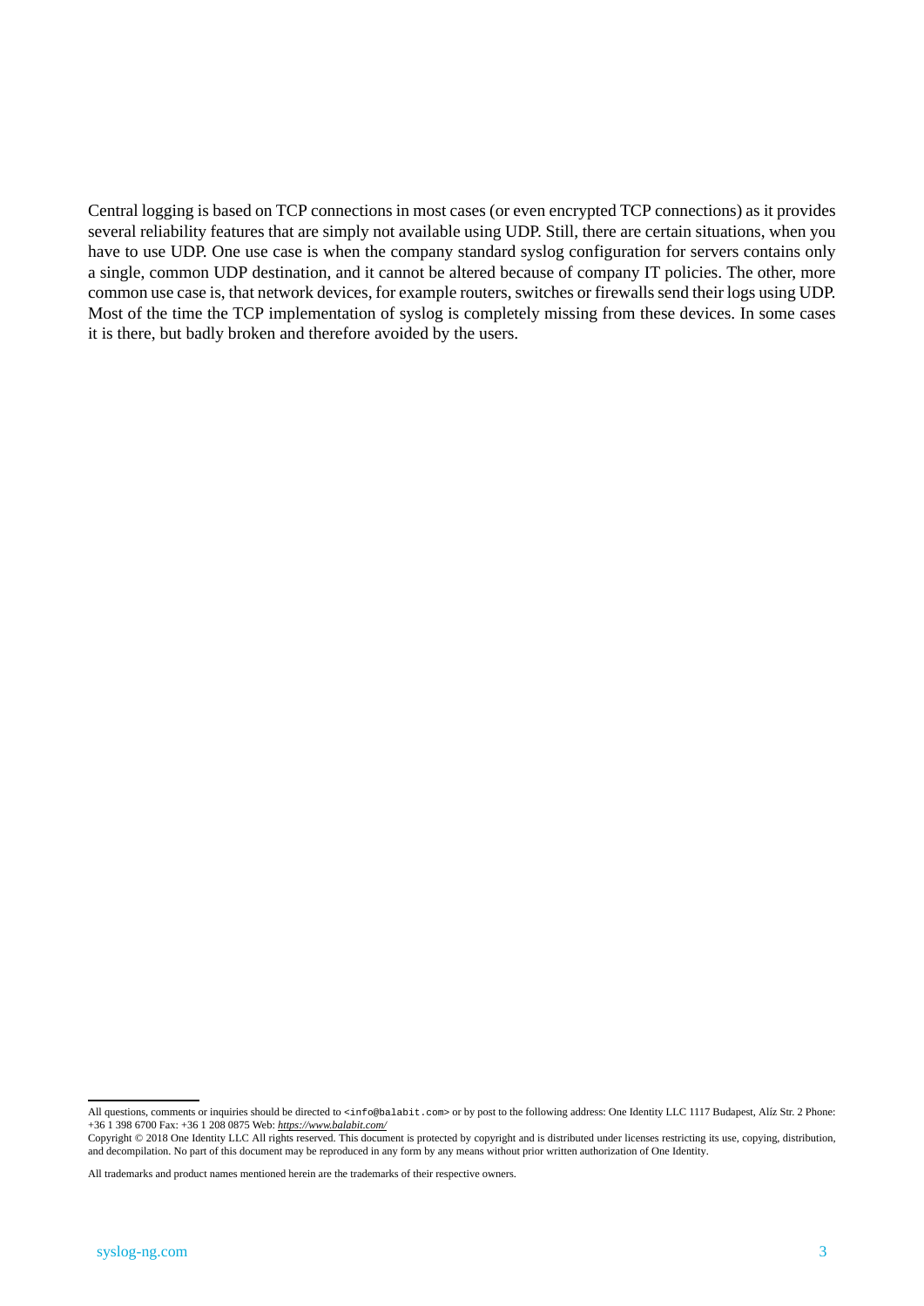Central logging is based on TCP connections in most cases (or even encrypted TCP connections) as it provides several reliability features that are simply not available using UDP. Still, there are certain situations, when you have to use UDP. One use case is when the company standard syslog configuration for servers contains only a single, common UDP destination, and it cannot be altered because of company IT policies. The other, more common use case is, that network devices, for example routers, switches or firewalls send their logs using UDP. Most of the time the TCP implementation of syslog is completely missing from these devices. In some cases it is there, but badly broken and therefore avoided by the users.

---

All questions, comments or inquiries should be directed to `<info@balabit.com>` or by post to the following address: One Identity LLC 1117 Budapest, Alíz Str. 2 Phone: +36 1 398 6700 Fax: +36 1 208 0875 Web: *https://www.balabit.com/*

Copyright © 2018 One Identity LLC All rights reserved. This document is protected by copyright and is distributed under licenses restricting its use, copying, distribution, and decompilation. No part of this document may be reproduced in any form by any means without prior written authorization of One Identity.

All trademarks and product names mentioned herein are the trademarks of their respective owners.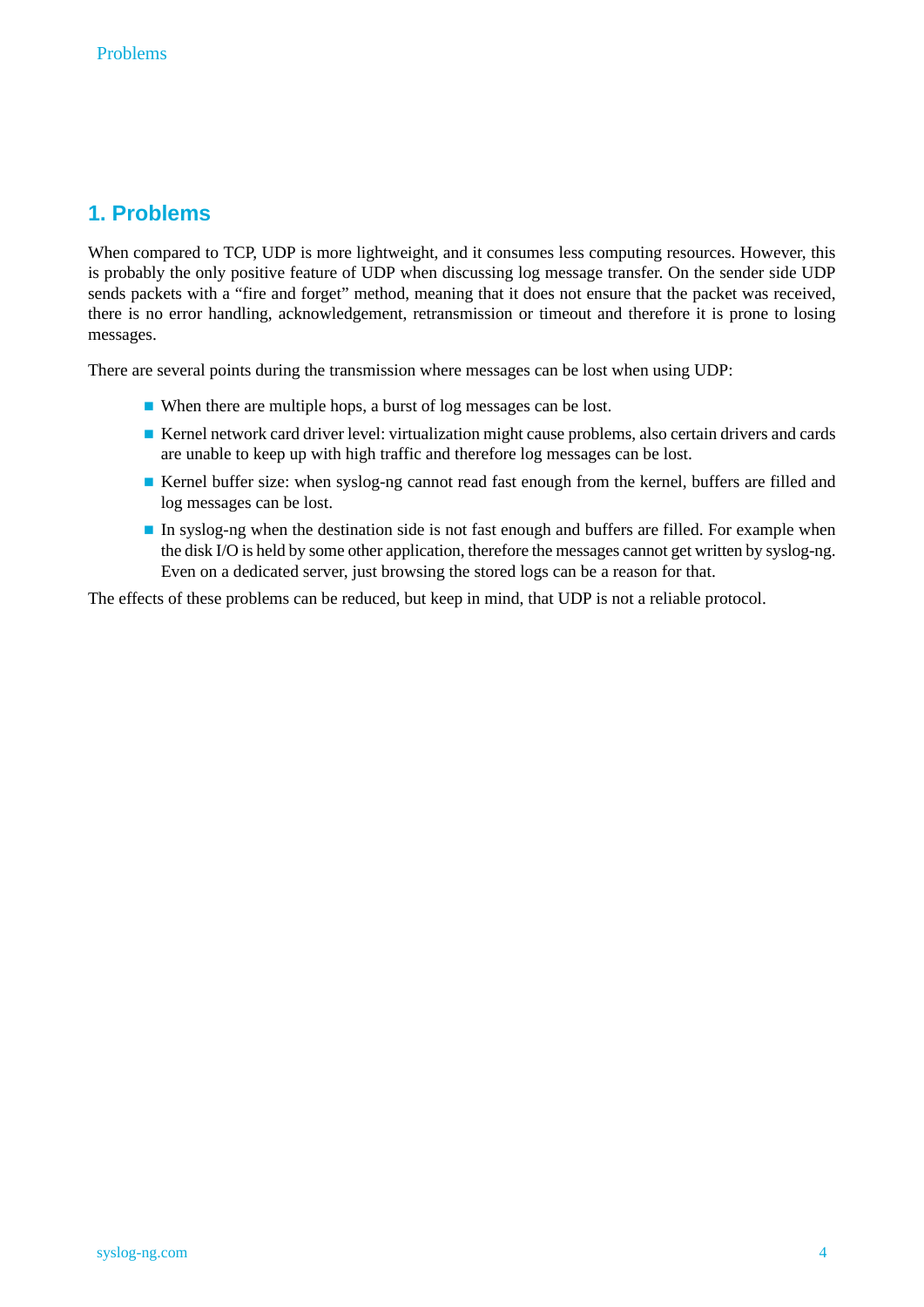# 1. Problems

When compared to TCP, UDP is more lightweight, and it consumes less computing resources. However, this is probably the only positive feature of UDP when discussing log message transfer. On the sender side UDP sends packets with a “fire and forget” method, meaning that it does not ensure that the packet was received, there is no error handling, acknowledgement, retransmission or timeout and therefore it is prone to losing messages.

There are several points during the transmission where messages can be lost when using UDP:

- When there are multiple hops, a burst of log messages can be lost.
- Kernel network card driver level: virtualization might cause problems, also certain drivers and cards are unable to keep up with high traffic and therefore log messages can be lost.
- Kernel buffer size: when syslog-ng cannot read fast enough from the kernel, buffers are filled and log messages can be lost.
- In syslog-ng when the destination side is not fast enough and buffers are filled. For example when the disk I/O is held by some other application, therefore the messages cannot get written by syslog-ng. Even on a dedicated server, just browsing the stored logs can be a reason for that.

The effects of these problems can be reduced, but keep in mind, that UDP is not a reliable protocol.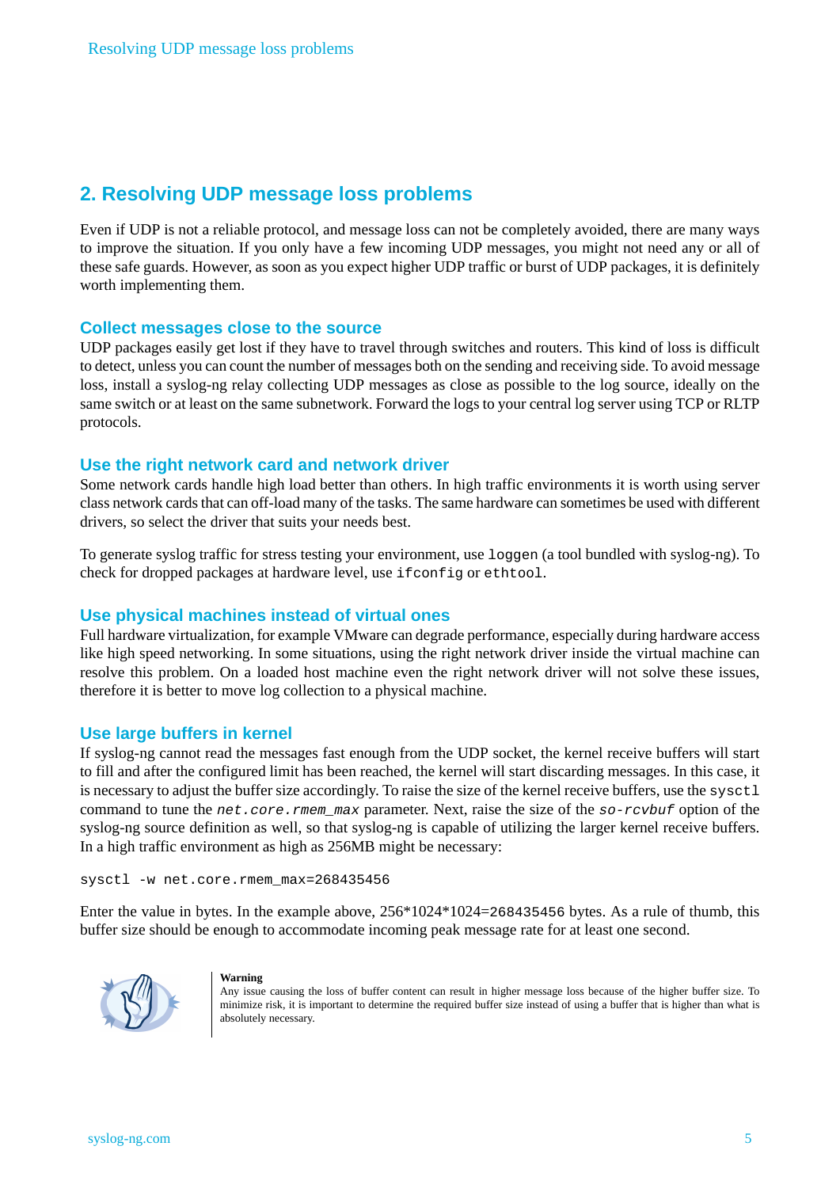## 2. Resolving UDP message loss problems

Even if UDP is not a reliable protocol, and message loss can not be completely avoided, there are many ways to improve the situation. If you only have a few incoming UDP messages, you might not need any or all of these safe guards. However, as soon as you expect higher UDP traffic or burst of UDP packages, it is definitely worth implementing them.

### Collect messages close to the source

UDP packages easily get lost if they have to travel through switches and routers. This kind of loss is difficult to detect, unless you can count the number of messages both on the sending and receiving side. To avoid message loss, install a syslog-ng relay collecting UDP messages as close as possible to the log source, ideally on the same switch or at least on the same subnetwork. Forward the logs to your central log server using TCP or RLTP protocols.

### Use the right network card and network driver

Some network cards handle high load better than others. In high traffic environments it is worth using server class network cards that can off-load many of the tasks. The same hardware can sometimes be used with different drivers, so select the driver that suits your needs best.

To generate syslog traffic for stress testing your environment, use `loggen` (a tool bundled with syslog-ng). To check for dropped packages at hardware level, use `ifconfig` or `ethtool`.

### Use physical machines instead of virtual ones

Full hardware virtualization, for example VMware can degrade performance, especially during hardware access like high speed networking. In some situations, using the right network driver inside the virtual machine can resolve this problem. On a loaded host machine even the right network driver will not solve these issues, therefore it is better to move log collection to a physical machine.

### Use large buffers in kernel

If syslog-ng cannot read the messages fast enough from the UDP socket, the kernel receive buffers will start to fill and after the configured limit has been reached, the kernel will start discarding messages. In this case, it is necessary to adjust the buffer size accordingly. To raise the size of the kernel receive buffers, use the `sysctl` command to tune the *net.core.rmem_max* parameter. Next, raise the size of the *so-rcvbuf* option of the syslog-ng source definition as well, so that syslog-ng is capable of utilizing the larger kernel receive buffers. In a high traffic environment as high as 256MB might be necessary:

```
sysctl -w net.core.rmem_max=268435456
```

Enter the value in bytes. In the example above, 256*1024*1024=`268435456` bytes. As a rule of thumb, this buffer size should be enough to accommodate incoming peak message rate for at least one second.

**Warning**

Any issue causing the loss of buffer content can result in higher message loss because of the higher buffer size. To minimize risk, it is important to determine the required buffer size instead of using a buffer that is higher than what is absolutely necessary.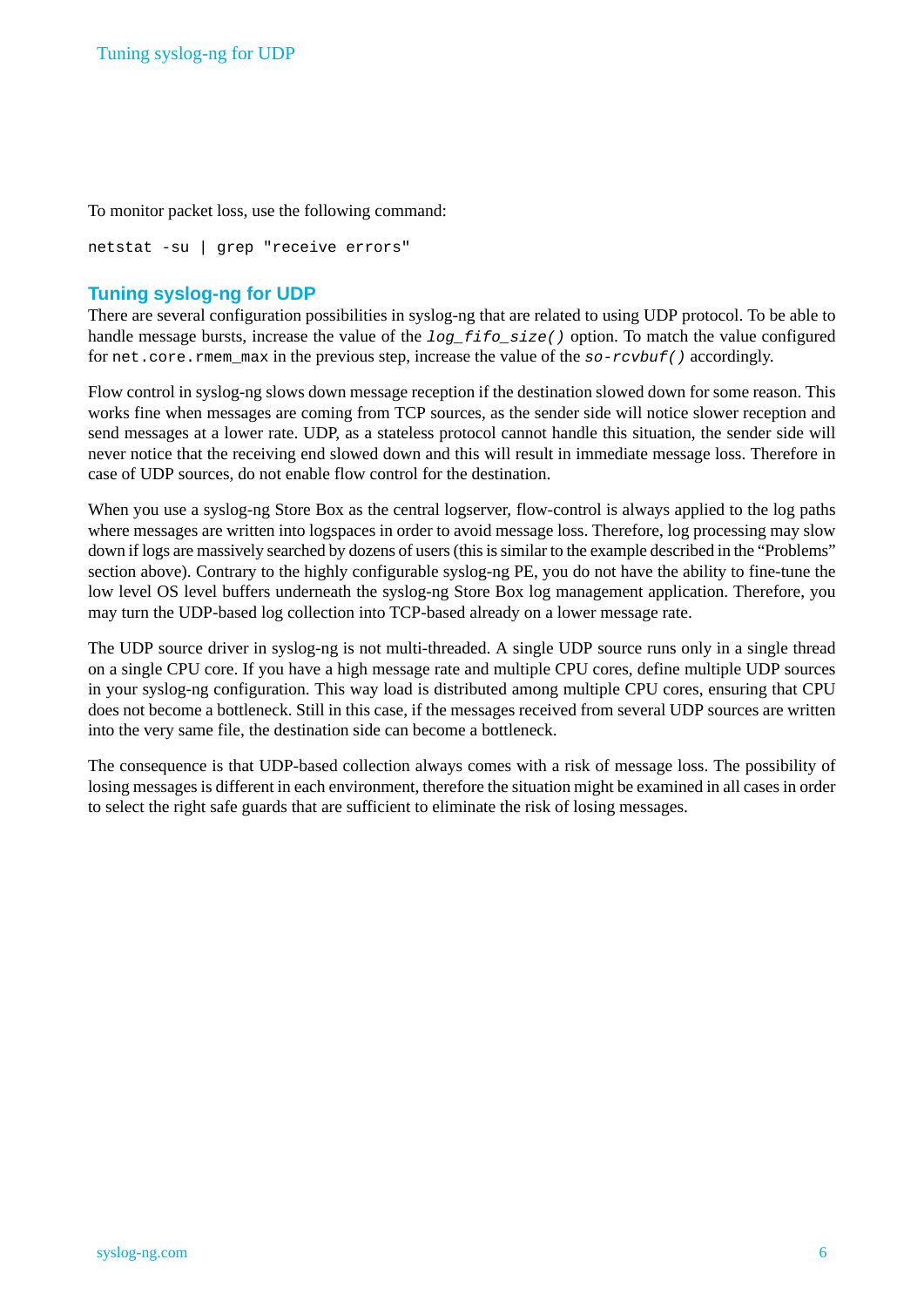To monitor packet loss, use the following command:

```
netstat -su | grep "receive errors"
```

## Tuning syslog-ng for UDP

There are several configuration possibilities in syslog-ng that are related to using UDP protocol. To be able to handle message bursts, increase the value of the *log_fifo_size()* option. To match the value configured for `net.core.rmem_max` in the previous step, increase the value of the *so-rcvbuf()* accordingly.

Flow control in syslog-ng slows down message reception if the destination slowed down for some reason. This works fine when messages are coming from TCP sources, as the sender side will notice slower reception and send messages at a lower rate. UDP, as a stateless protocol cannot handle this situation, the sender side will never notice that the receiving end slowed down and this will result in immediate message loss. Therefore in case of UDP sources, do not enable flow control for the destination.

When you use a syslog-ng Store Box as the central logserver, flow-control is always applied to the log paths where messages are written into logspaces in order to avoid message loss. Therefore, log processing may slow down if logs are massively searched by dozens of users (this is similar to the example described in the "Problems" section above). Contrary to the highly configurable syslog-ng PE, you do not have the ability to fine-tune the low level OS level buffers underneath the syslog-ng Store Box log management application. Therefore, you may turn the UDP-based log collection into TCP-based already on a lower message rate.

The UDP source driver in syslog-ng is not multi-threaded. A single UDP source runs only in a single thread on a single CPU core. If you have a high message rate and multiple CPU cores, define multiple UDP sources in your syslog-ng configuration. This way load is distributed among multiple CPU cores, ensuring that CPU does not become a bottleneck. Still in this case, if the messages received from several UDP sources are written into the very same file, the destination side can become a bottleneck.

The consequence is that UDP-based collection always comes with a risk of message loss. The possibility of losing messages is different in each environment, therefore the situation might be examined in all cases in order to select the right safe guards that are sufficient to eliminate the risk of losing messages.